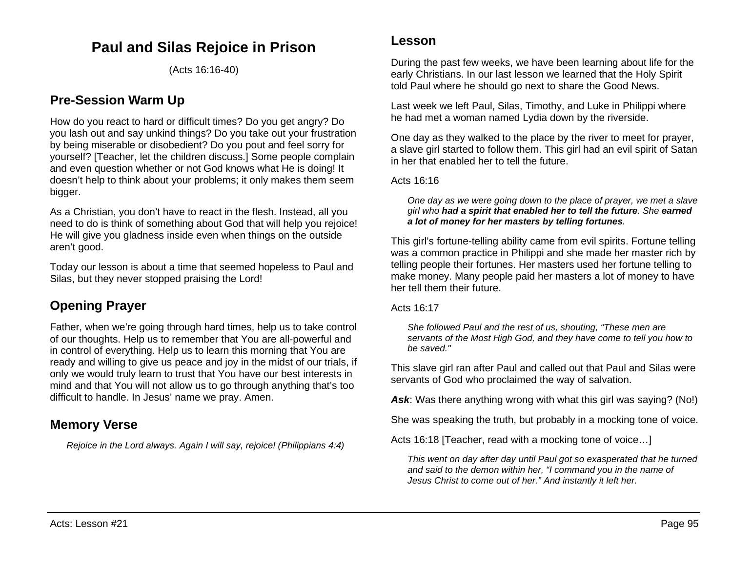# Paul and Silas Rejoice in Prison

(Acts 16:16-40)

## Pre-Session Warm Up

How do you react to hard or difficult times? Do you get angry? Do you lash out and say unkind things? Do you take out your frustration by being miserable or disobedient? Do you pout and feel sorry for yourself? [Teacher, let the children discuss.] Some people complain and even question whether or not God knows what He is doing! It doesn't help to think about your problems; it only makes them seem bigger.

As a Christian, you don't have to react in the flesh. Instead, all you need to do is think of something about God that will help you rejoice! He will give you gladness inside even when things on the outside aren't good.

Today our lesson is about a time that seemed hopeless to Paul and Silas, but they never stopped praising the Lord!

## Opening Prayer

Father, when we're going through hard times, help us to take control of our thoughts. Help us to remember that You are all-powerful and in control of everything. Help us to learn this morning that You are ready and willing to give us peace and joy in the midst of our trials, if only we would truly learn to trust that You have our best interests in mind and that You will not allow us to go through anything that's too difficult to handle. In Jesus' name we pray. Amen.

## Memory Verse

> *Rejoice in the Lord always. Again I will say, rejoice! (Philippians 4:4)*

## Lesson

During the past few weeks, we have been learning about life for the early Christians. In our last lesson we learned that the Holy Spirit told Paul where he should go next to share the Good News.

Last week we left Paul, Silas, Timothy, and Luke in Philippi where he had met a woman named Lydia down by the riverside.

One day as they walked to the place by the river to meet for prayer, a slave girl started to follow them. This girl had an evil spirit of Satan in her that enabled her to tell the future.

Acts 16:16

> *One day as we were going down to the place of prayer, we met a slave girl who **had a spirit that enabled her to tell the future**. She **earned a lot of money for her masters by telling fortunes**.*

This girl's fortune-telling ability came from evil spirits. Fortune telling was a common practice in Philippi and she made her master rich by telling people their fortunes. Her masters used her fortune telling to make money. Many people paid her masters a lot of money to have her tell them their future.

Acts 16:17

> *She followed Paul and the rest of us, shouting, "These men are servants of the Most High God, and they have come to tell you how to be saved."*

This slave girl ran after Paul and called out that Paul and Silas were servants of God who proclaimed the way of salvation.

***Ask***: Was there anything wrong with what this girl was saying? (No!)

She was speaking the truth, but probably in a mocking tone of voice.

Acts 16:18 [Teacher, read with a mocking tone of voice…]

> *This went on day after day until Paul got so exasperated that he turned and said to the demon within her, "I command you in the name of Jesus Christ to come out of her." And instantly it left her.*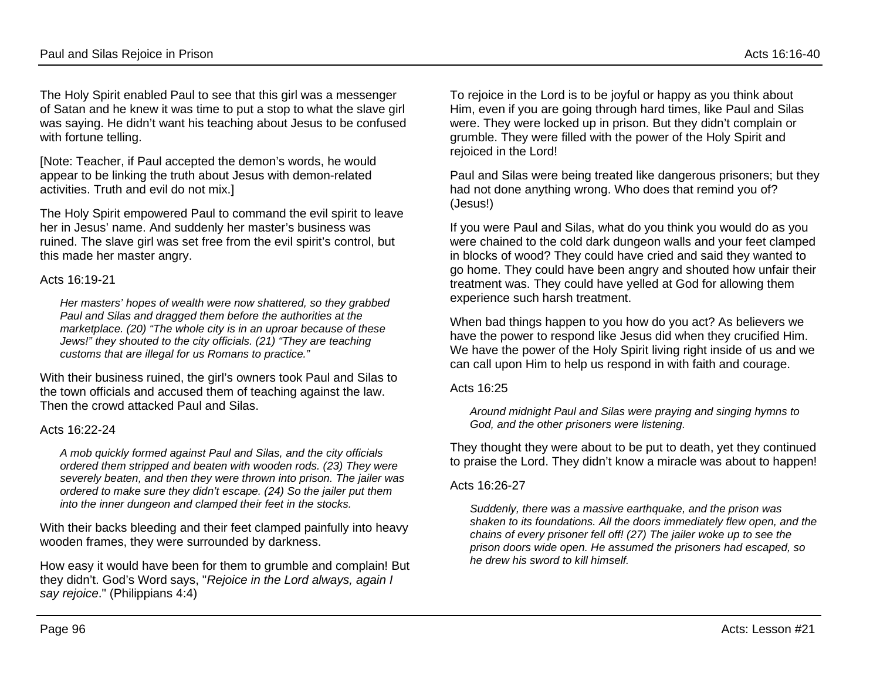The Holy Spirit enabled Paul to see that this girl was a messenger of Satan and he knew it was time to put a stop to what the slave girl was saying. He didn't want his teaching about Jesus to be confused with fortune telling.

[Note: Teacher, if Paul accepted the demon's words, he would appear to be linking the truth about Jesus with demon-related activities. Truth and evil do not mix.]

The Holy Spirit empowered Paul to command the evil spirit to leave her in Jesus' name. And suddenly her master's business was ruined. The slave girl was set free from the evil spirit's control, but this made her master angry.

Acts 16:19-21

> *Her masters' hopes of wealth were now shattered, so they grabbed Paul and Silas and dragged them before the authorities at the marketplace. (20) "The whole city is in an uproar because of these Jews!" they shouted to the city officials. (21) "They are teaching customs that are illegal for us Romans to practice."*

With their business ruined, the girl's owners took Paul and Silas to the town officials and accused them of teaching against the law. Then the crowd attacked Paul and Silas.

Acts 16:22-24

> *A mob quickly formed against Paul and Silas, and the city officials ordered them stripped and beaten with wooden rods. (23) They were severely beaten, and then they were thrown into prison. The jailer was ordered to make sure they didn't escape. (24) So the jailer put them into the inner dungeon and clamped their feet in the stocks.*

With their backs bleeding and their feet clamped painfully into heavy wooden frames, they were surrounded by darkness.

How easy it would have been for them to grumble and complain! But they didn't. God's Word says, "*Rejoice in the Lord always, again I say rejoice*." (Philippians 4:4)

To rejoice in the Lord is to be joyful or happy as you think about Him, even if you are going through hard times, like Paul and Silas were. They were locked up in prison. But they didn't complain or grumble. They were filled with the power of the Holy Spirit and rejoiced in the Lord!

Paul and Silas were being treated like dangerous prisoners; but they had not done anything wrong. Who does that remind you of? (Jesus!)

If you were Paul and Silas, what do you think you would do as you were chained to the cold dark dungeon walls and your feet clamped in blocks of wood? They could have cried and said they wanted to go home. They could have been angry and shouted how unfair their treatment was. They could have yelled at God for allowing them experience such harsh treatment.

When bad things happen to you how do you act? As believers we have the power to respond like Jesus did when they crucified Him. We have the power of the Holy Spirit living right inside of us and we can call upon Him to help us respond in with faith and courage.

Acts 16:25

> *Around midnight Paul and Silas were praying and singing hymns to God, and the other prisoners were listening.*

They thought they were about to be put to death, yet they continued to praise the Lord. They didn't know a miracle was about to happen!

Acts 16:26-27

> *Suddenly, there was a massive earthquake, and the prison was shaken to its foundations. All the doors immediately flew open, and the chains of every prisoner fell off! (27) The jailer woke up to see the prison doors wide open. He assumed the prisoners had escaped, so he drew his sword to kill himself.*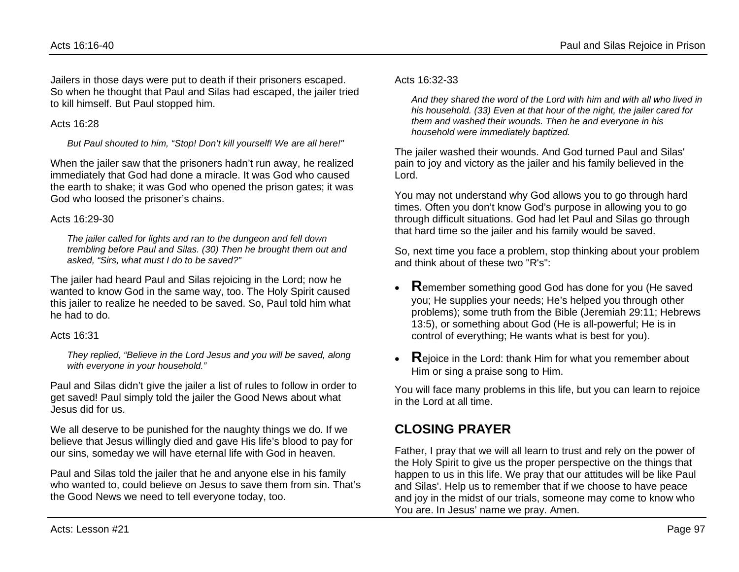Jailers in those days were put to death if their prisoners escaped. So when he thought that Paul and Silas had escaped, the jailer tried to kill himself. But Paul stopped him.

Acts 16:28

> *But Paul shouted to him, "Stop! Don't kill yourself! We are all here!"*

When the jailer saw that the prisoners hadn't run away, he realized immediately that God had done a miracle. It was God who caused the earth to shake; it was God who opened the prison gates; it was God who loosed the prisoner's chains.

Acts 16:29-30

> *The jailer called for lights and ran to the dungeon and fell down trembling before Paul and Silas. (30) Then he brought them out and asked, "Sirs, what must I do to be saved?"*

The jailer had heard Paul and Silas rejoicing in the Lord; now he wanted to know God in the same way, too. The Holy Spirit caused this jailer to realize he needed to be saved. So, Paul told him what he had to do.

Acts 16:31

> *They replied, "Believe in the Lord Jesus and you will be saved, along with everyone in your household."*

Paul and Silas didn't give the jailer a list of rules to follow in order to get saved! Paul simply told the jailer the Good News about what Jesus did for us.

We all deserve to be punished for the naughty things we do. If we believe that Jesus willingly died and gave His life's blood to pay for our sins, someday we will have eternal life with God in heaven.

Paul and Silas told the jailer that he and anyone else in his family who wanted to, could believe on Jesus to save them from sin. That's the Good News we need to tell everyone today, too.

Acts 16:32-33

> *And they shared the word of the Lord with him and with all who lived in his household. (33) Even at that hour of the night, the jailer cared for them and washed their wounds. Then he and everyone in his household were immediately baptized.*

The jailer washed their wounds. And God turned Paul and Silas' pain to joy and victory as the jailer and his family believed in the Lord.

You may not understand why God allows you to go through hard times. Often you don't know God's purpose in allowing you to go through difficult situations. God had let Paul and Silas go through that hard time so the jailer and his family would be saved.

So, next time you face a problem, stop thinking about your problem and think about of these two "R's":

- **R**emember something good God has done for you (He saved you; He supplies your needs; He's helped you through other problems); some truth from the Bible (Jeremiah 29:11; Hebrews 13:5), or something about God (He is all-powerful; He is in control of everything; He wants what is best for you).
- **R**ejoice in the Lord: thank Him for what you remember about Him or sing a praise song to Him.

You will face many problems in this life, but you can learn to rejoice in the Lord at all time.

## CLOSING PRAYER

Father, I pray that we will all learn to trust and rely on the power of the Holy Spirit to give us the proper perspective on the things that happen to us in this life. We pray that our attitudes will be like Paul and Silas'. Help us to remember that if we choose to have peace and joy in the midst of our trials, someone may come to know who You are. In Jesus' name we pray. Amen.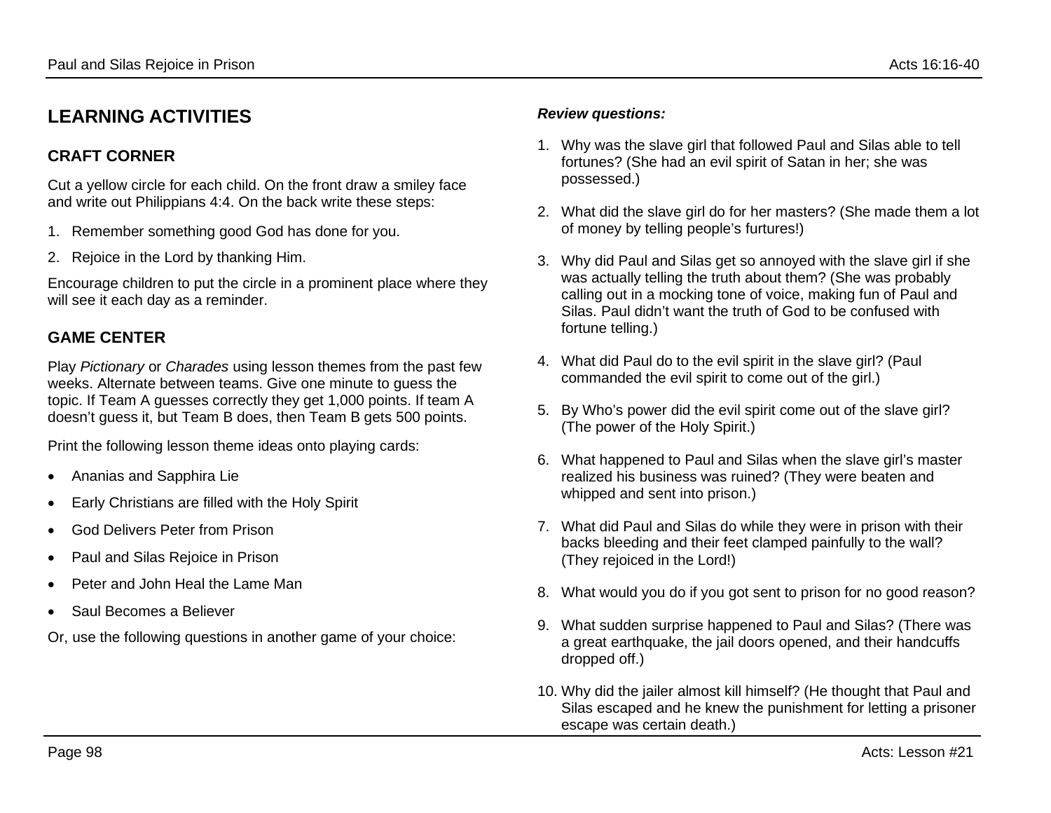## LEARNING ACTIVITIES

### CRAFT CORNER

Cut a yellow circle for each child. On the front draw a smiley face and write out Philippians 4:4. On the back write these steps:

1. Remember something good God has done for you.
2. Rejoice in the Lord by thanking Him.

Encourage children to put the circle in a prominent place where they will see it each day as a reminder.

### GAME CENTER

Play *Pictionary* or *Charades* using lesson themes from the past few weeks. Alternate between teams. Give one minute to guess the topic. If Team A guesses correctly they get 1,000 points. If team A doesn't guess it, but Team B does, then Team B gets 500 points.

Print the following lesson theme ideas onto playing cards:

- Ananias and Sapphira Lie
- Early Christians are filled with the Holy Spirit
- God Delivers Peter from Prison
- Paul and Silas Rejoice in Prison
- Peter and John Heal the Lame Man
- Saul Becomes a Believer

Or, use the following questions in another game of your choice:

***Review questions:***

1. Why was the slave girl that followed Paul and Silas able to tell fortunes? (She had an evil spirit of Satan in her; she was possessed.)
2. What did the slave girl do for her masters? (She made them a lot of money by telling people's furtures!)
3. Why did Paul and Silas get so annoyed with the slave girl if she was actually telling the truth about them? (She was probably calling out in a mocking tone of voice, making fun of Paul and Silas. Paul didn't want the truth of God to be confused with fortune telling.)
4. What did Paul do to the evil spirit in the slave girl? (Paul commanded the evil spirit to come out of the girl.)
5. By Who's power did the evil spirit come out of the slave girl? (The power of the Holy Spirit.)
6. What happened to Paul and Silas when the slave girl's master realized his business was ruined? (They were beaten and whipped and sent into prison.)
7. What did Paul and Silas do while they were in prison with their backs bleeding and their feet clamped painfully to the wall? (They rejoiced in the Lord!)
8. What would you do if you got sent to prison for no good reason?
9. What sudden surprise happened to Paul and Silas? (There was a great earthquake, the jail doors opened, and their handcuffs dropped off.)
10. Why did the jailer almost kill himself? (He thought that Paul and Silas escaped and he knew the punishment for letting a prisoner escape was certain death.)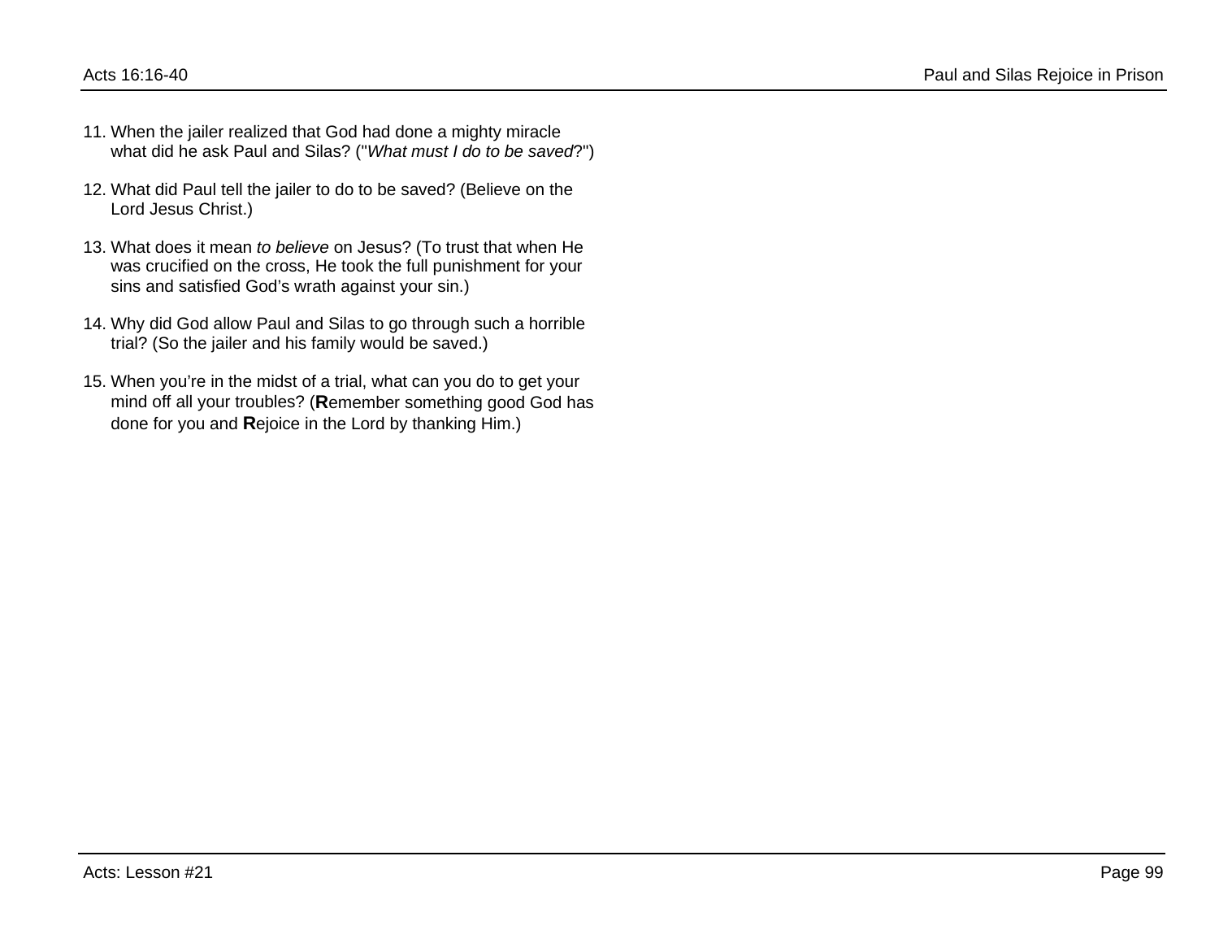11. When the jailer realized that God had done a mighty miracle what did he ask Paul and Silas? ("*What must I do to be saved*?")

12. What did Paul tell the jailer to do to be saved? (Believe on the Lord Jesus Christ.)

13. What does it mean *to believe* on Jesus? (To trust that when He was crucified on the cross, He took the full punishment for your sins and satisfied God's wrath against your sin.)

14. Why did God allow Paul and Silas to go through such a horrible trial? (So the jailer and his family would be saved.)

15. When you're in the midst of a trial, what can you do to get your mind off all your troubles? (**R**emember something good God has done for you and **R**ejoice in the Lord by thanking Him.)